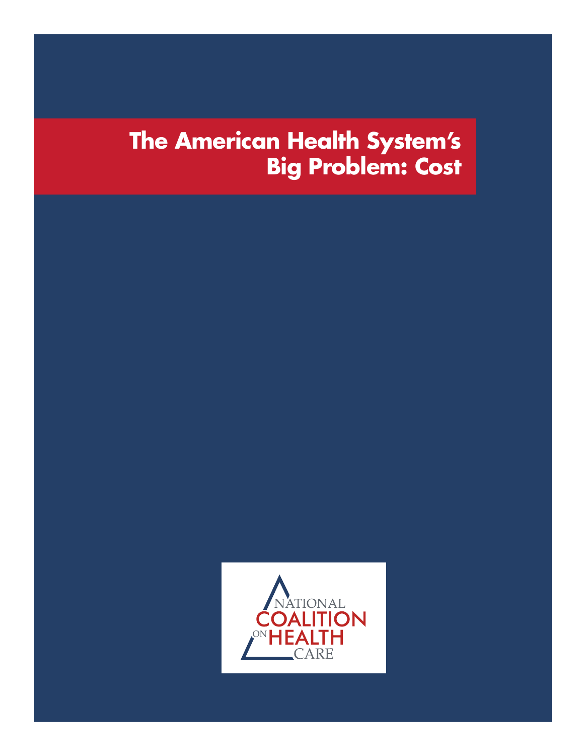# The American Health System's Big Problem: Cost

NATIONAL COALITION ON HEALTH CARE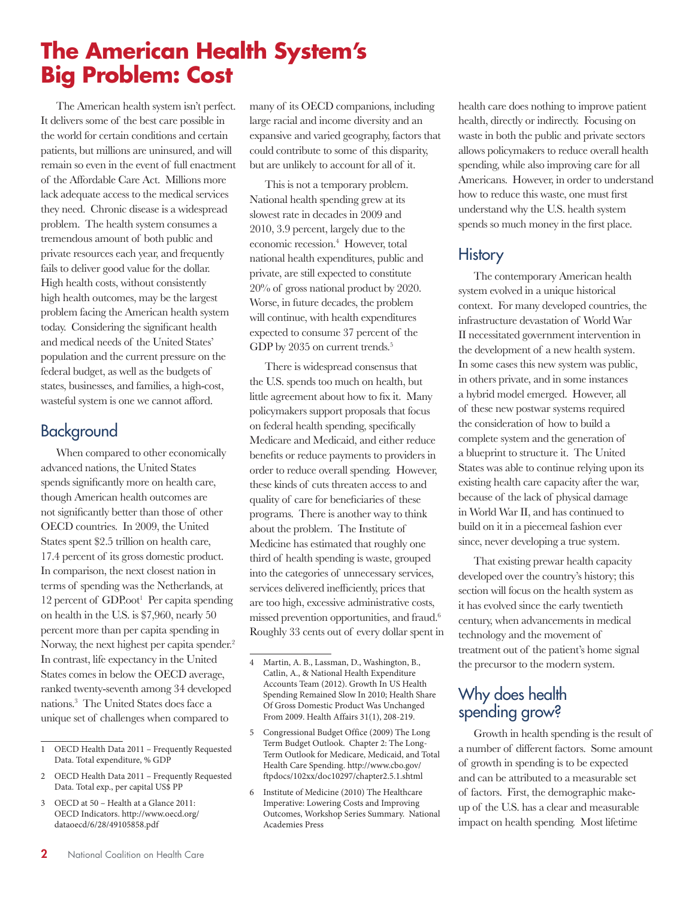# The American Health System's Big Problem: Cost

The American health system isn't perfect. It delivers some of the best care possible in the world for certain conditions and certain patients, but millions are uninsured, and will remain so even in the event of full enactment of the Affordable Care Act. Millions more lack adequate access to the medical services they need. Chronic disease is a widespread problem. The health system consumes a tremendous amount of both public and private resources each year, and frequently fails to deliver good value for the dollar. High health costs, without consistently high health outcomes, may be the largest problem facing the American health system today. Considering the significant health and medical needs of the United States' population and the current pressure on the federal budget, as well as the budgets of states, businesses, and families, a high-cost, wasteful system is one we cannot afford.

## Background

When compared to other economically advanced nations, the United States spends significantly more on health care, though American health outcomes are not significantly better than those of other OECD countries. In 2009, the United States spent $2.5 trillion on health care, 17.4 percent of its gross domestic product. In comparison, the next closest nation in terms of spending was the Netherlands, at 12 percent of GDP.oot[1] Per capita spending on health in the U.S. is $7,960, nearly 50 percent more than per capita spending in Norway, the next highest per capita spender.[2] In contrast, life expectancy in the United States comes in below the OECD average, ranked twenty-seventh among 34 developed nations.[3] The United States does face a unique set of challenges when compared to many of its OECD companions, including large racial and income diversity and an expansive and varied geography, factors that could contribute to some of this disparity, but are unlikely to account for all of it.

This is not a temporary problem. National health spending grew at its slowest rate in decades in 2009 and 2010, 3.9 percent, largely due to the economic recession.[4] However, total national health expenditures, public and private, are still expected to constitute 20% of gross national product by 2020. Worse, in future decades, the problem will continue, with health expenditures expected to consume 37 percent of the GDP by 2035 on current trends.[5]

There is widespread consensus that the U.S. spends too much on health, but little agreement about how to fix it. Many policymakers support proposals that focus on federal health spending, specifically Medicare and Medicaid, and either reduce benefits or reduce payments to providers in order to reduce overall spending. However, these kinds of cuts threaten access to and quality of care for beneficiaries of these programs. There is another way to think about the problem. The Institute of Medicine has estimated that roughly one third of health spending is waste, grouped into the categories of unnecessary services, services delivered inefficiently, prices that are too high, excessive administrative costs, missed prevention opportunities, and fraud.[6] Roughly 33 cents out of every dollar spent in health care does nothing to improve patient health, directly or indirectly. Focusing on waste in both the public and private sectors allows policymakers to reduce overall health spending, while also improving care for all Americans. However, in order to understand how to reduce this waste, one must first understand why the U.S. health system spends so much money in the first place.

## History

The contemporary American health system evolved in a unique historical context. For many developed countries, the infrastructure devastation of World War II necessitated government intervention in the development of a new health system. In some cases this new system was public, in others private, and in some instances a hybrid model emerged. However, all of these new postwar systems required the consideration of how to build a complete system and the generation of a blueprint to structure it. The United States was able to continue relying upon its existing health care capacity after the war, because of the lack of physical damage in World War II, and has continued to build on it in a piecemeal fashion ever since, never developing a true system.

That existing prewar health capacity developed over the country's history; this section will focus on the health system as it has evolved since the early twentieth century, when advancements in medical technology and the movement of treatment out of the patient's home signal the precursor to the modern system.

## Why does health spending grow?

Growth in health spending is the result of a number of different factors. Some amount of growth in spending is to be expected and can be attributed to a measurable set of factors. First, the demographic make-up of the U.S. has a clear and measurable impact on health spending. Most lifetime

---

1 OECD Health Data 2011 – Frequently Requested Data. Total expenditure, % GDP

2 OECD Health Data 2011 – Frequently Requested Data. Total exp., per capital US$ PP

3 OECD at 50 – Health at a Glance 2011: OECD Indicators. http://www.oecd.org/dataoecd/6/28/49105858.pdf

4 Martin, A. B., Lassman, D., Washington, B., Catlin, A., & National Health Expenditure Accounts Team (2012). Growth In US Health Spending Remained Slow In 2010; Health Share Of Gross Domestic Product Was Unchanged From 2009. Health Affairs 31(1), 208-219.

5 Congressional Budget Office (2009) The Long Term Budget Outlook. Chapter 2: The Long-Term Outlook for Medicare, Medicaid, and Total Health Care Spending. http://www.cbo.gov/ftpdocs/102xx/doc10297/chapter2.5.1.shtml

6 Institute of Medicine (2010) The Healthcare Imperative: Lowering Costs and Improving Outcomes, Workshop Series Summary. National Academies Press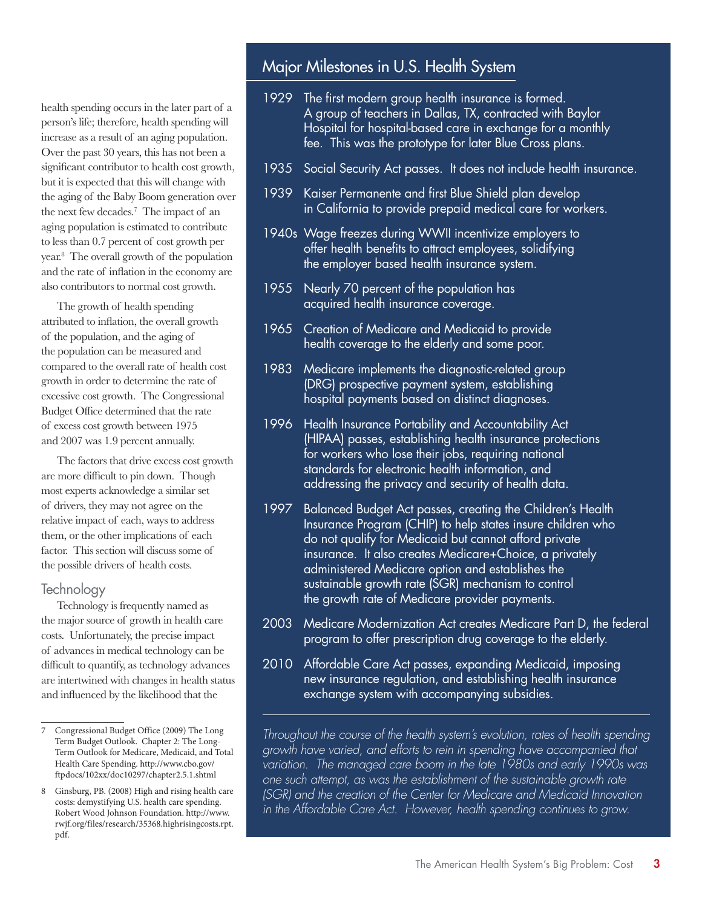health spending occurs in the later part of a person's life; therefore, health spending will increase as a result of an aging population. Over the past 30 years, this has not been a significant contributor to health cost growth, but it is expected that this will change with the aging of the Baby Boom generation over the next few decades.[7] The impact of an aging population is estimated to contribute to less than 0.7 percent of cost growth per year.[8] The overall growth of the population and the rate of inflation in the economy are also contributors to normal cost growth.

The growth of health spending attributed to inflation, the overall growth of the population, and the aging of the population can be measured and compared to the overall rate of health cost growth in order to determine the rate of excessive cost growth. The Congressional Budget Office determined that the rate of excess cost growth between 1975 and 2007 was 1.9 percent annually.

The factors that drive excess cost growth are more difficult to pin down. Though most experts acknowledge a similar set of drivers, they may not agree on the relative impact of each, ways to address them, or the other implications of each factor. This section will discuss some of the possible drivers of health costs.

### Technology

Technology is frequently named as the major source of growth in health care costs. Unfortunately, the precise impact of advances in medical technology can be difficult to quantify, as technology advances are intertwined with changes in health status and influenced by the likelihood that the

7 Congressional Budget Office (2009) The Long Term Budget Outlook. Chapter 2: The Long-Term Outlook for Medicare, Medicaid, and Total Health Care Spending. http://www.cbo.gov/ftpdocs/102xx/doc10297/chapter2.5.1.shtml

8 Ginsburg, PB. (2008) High and rising health care costs: demystifying U.S. health care spending. Robert Wood Johnson Foundation. http://www.rwjf.org/files/research/35368.highrisingcosts.rpt.pdf.

## Major Milestones in U.S. Health System

- **1929** The first modern group health insurance is formed. A group of teachers in Dallas, TX, contracted with Baylor Hospital for hospital-based care in exchange for a monthly fee. This was the prototype for later Blue Cross plans.
- **1935** Social Security Act passes. It does not include health insurance.
- **1939** Kaiser Permanente and first Blue Shield plan develop in California to provide prepaid medical care for workers.
- **1940s** Wage freezes during WWII incentivize employers to offer health benefits to attract employees, solidifying the employer based health insurance system.
- **1955** Nearly 70 percent of the population has acquired health insurance coverage.
- **1965** Creation of Medicare and Medicaid to provide health coverage to the elderly and some poor.
- **1983** Medicare implements the diagnostic-related group (DRG) prospective payment system, establishing hospital payments based on distinct diagnoses.
- **1996** Health Insurance Portability and Accountability Act (HIPAA) passes, establishing health insurance protections for workers who lose their jobs, requiring national standards for electronic health information, and addressing the privacy and security of health data.
- **1997** Balanced Budget Act passes, creating the Children's Health Insurance Program (CHIP) to help states insure children who do not qualify for Medicaid but cannot afford private insurance. It also creates Medicare+Choice, a privately administered Medicare option and establishes the sustainable growth rate (SGR) mechanism to control the growth rate of Medicare provider payments.
- **2003** Medicare Modernization Act creates Medicare Part D, the federal program to offer prescription drug coverage to the elderly.
- **2010** Affordable Care Act passes, expanding Medicaid, imposing new insurance regulation, and establishing health insurance exchange system with accompanying subsidies.

*Throughout the course of the health system's evolution, rates of health spending growth have varied, and efforts to rein in spending have accompanied that variation. The managed care boom in the late 1980s and early 1990s was one such attempt, as was the establishment of the sustainable growth rate (SGR) and the creation of the Center for Medicare and Medicaid Innovation in the Affordable Care Act. However, health spending continues to grow.*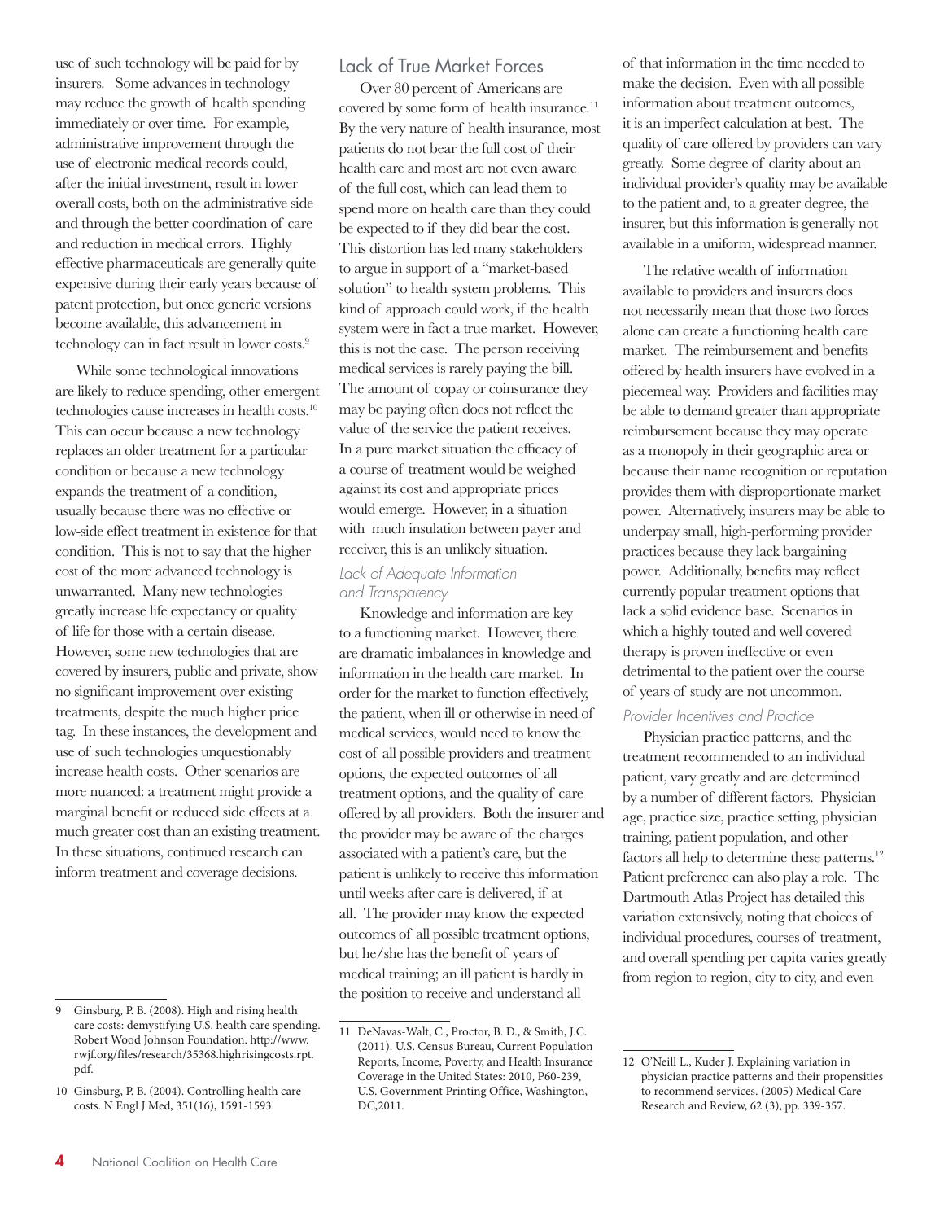use of such technology will be paid for by insurers. Some advances in technology may reduce the growth of health spending immediately or over time. For example, administrative improvement through the use of electronic medical records could, after the initial investment, result in lower overall costs, both on the administrative side and through the better coordination of care and reduction in medical errors. Highly effective pharmaceuticals are generally quite expensive during their early years because of patent protection, but once generic versions become available, this advancement in technology can in fact result in lower costs.[9]

While some technological innovations are likely to reduce spending, other emergent technologies cause increases in health costs.[10] This can occur because a new technology replaces an older treatment for a particular condition or because a new technology expands the treatment of a condition, usually because there was no effective or low-side effect treatment in existence for that condition. This is not to say that the higher cost of the more advanced technology is unwarranted. Many new technologies greatly increase life expectancy or quality of life for those with a certain disease. However, some new technologies that are covered by insurers, public and private, show no significant improvement over existing treatments, despite the much higher price tag. In these instances, the development and use of such technologies unquestionably increase health costs. Other scenarios are more nuanced: a treatment might provide a marginal benefit or reduced side effects at a much greater cost than an existing treatment. In these situations, continued research can inform treatment and coverage decisions.

## Lack of True Market Forces

Over 80 percent of Americans are covered by some form of health insurance.[11] By the very nature of health insurance, most patients do not bear the full cost of their health care and most are not even aware of the full cost, which can lead them to spend more on health care than they could be expected to if they did bear the cost. This distortion has led many stakeholders to argue in support of a "market-based solution" to health system problems. This kind of approach could work, if the health system were in fact a true market. However, this is not the case. The person receiving medical services is rarely paying the bill. The amount of copay or coinsurance they may be paying often does not reflect the value of the service the patient receives. In a pure market situation the efficacy of a course of treatment would be weighed against its cost and appropriate prices would emerge. However, in a situation with much insulation between payer and receiver, this is an unlikely situation.

### *Lack of Adequate Information and Transparency*

Knowledge and information are key to a functioning market. However, there are dramatic imbalances in knowledge and information in the health care market. In order for the market to function effectively, the patient, when ill or otherwise in need of medical services, would need to know the cost of all possible providers and treatment options, the expected outcomes of all treatment options, and the quality of care offered by all providers. Both the insurer and the provider may be aware of the charges associated with a patient's care, but the patient is unlikely to receive this information until weeks after care is delivered, if at all. The provider may know the expected outcomes of all possible treatment options, but he/she has the benefit of years of medical training; an ill patient is hardly in the position to receive and understand all of that information in the time needed to make the decision. Even with all possible information about treatment outcomes, it is an imperfect calculation at best. The quality of care offered by providers can vary greatly. Some degree of clarity about an individual provider's quality may be available to the patient and, to a greater degree, the insurer, but this information is generally not available in a uniform, widespread manner.

The relative wealth of information available to providers and insurers does not necessarily mean that those two forces alone can create a functioning health care market. The reimbursement and benefits offered by health insurers have evolved in a piecemeal way. Providers and facilities may be able to demand greater than appropriate reimbursement because they may operate as a monopoly in their geographic area or because their name recognition or reputation provides them with disproportionate market power. Alternatively, insurers may be able to underpay small, high-performing provider practices because they lack bargaining power. Additionally, benefits may reflect currently popular treatment options that lack a solid evidence base. Scenarios in which a highly touted and well covered therapy is proven ineffective or even detrimental to the patient over the course of years of study are not uncommon.

### *Provider Incentives and Practice*

Physician practice patterns, and the treatment recommended to an individual patient, vary greatly and are determined by a number of different factors. Physician age, practice size, practice setting, physician training, patient population, and other factors all help to determine these patterns.[12] Patient preference can also play a role. The Dartmouth Atlas Project has detailed this variation extensively, noting that choices of individual procedures, courses of treatment, and overall spending per capita varies greatly from region to region, city to city, and even

---

9 Ginsburg, P. B. (2008). High and rising health care costs: demystifying U.S. health care spending. Robert Wood Johnson Foundation. http://www.rwjf.org/files/research/35368.highrisingcosts.rpt.pdf.

10 Ginsburg, P. B. (2004). Controlling health care costs. N Engl J Med, 351(16), 1591-1593.

11 DeNavas-Walt, C., Proctor, B. D., & Smith, J.C. (2011). U.S. Census Bureau, Current Population Reports, Income, Poverty, and Health Insurance Coverage in the United States: 2010, P60-239, U.S. Government Printing Office, Washington, DC,2011.

12 O'Neill L., Kuder J. Explaining variation in physician practice patterns and their propensities to recommend services. (2005) Medical Care Research and Review, 62 (3), pp. 339-357.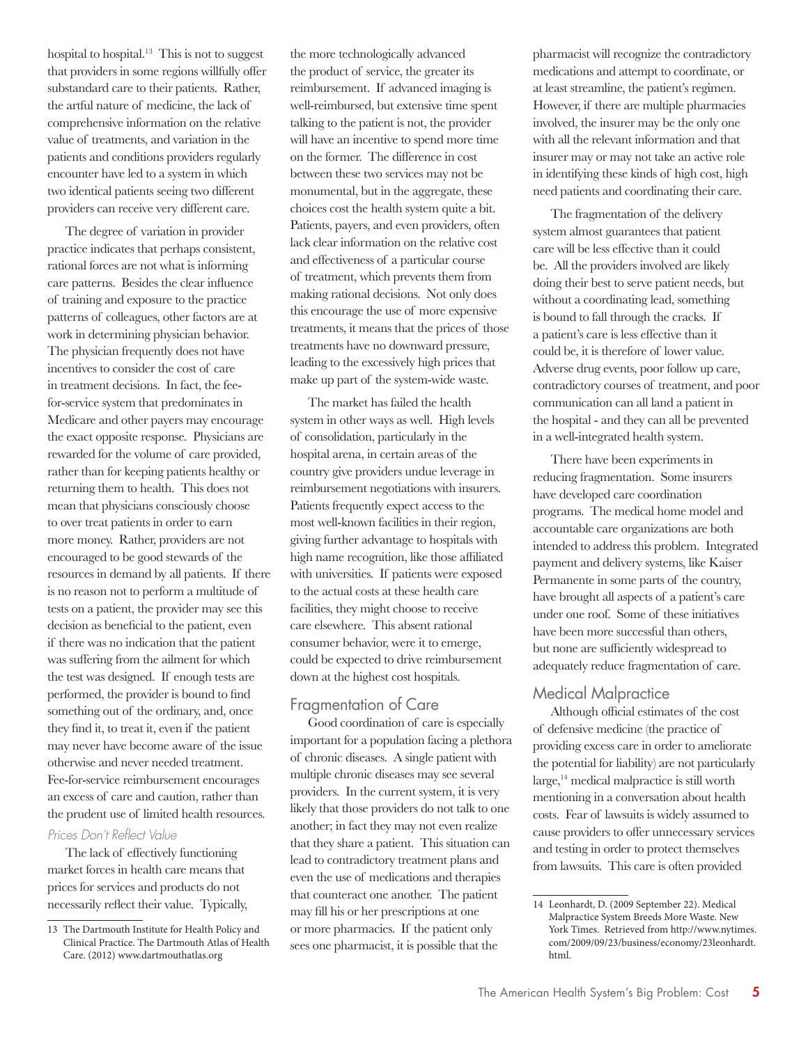hospital to hospital.[13] This is not to suggest that providers in some regions willfully offer substandard care to their patients. Rather, the artful nature of medicine, the lack of comprehensive information on the relative value of treatments, and variation in the patients and conditions providers regularly encounter have led to a system in which two identical patients seeing two different providers can receive very different care.

The degree of variation in provider practice indicates that perhaps consistent, rational forces are not what is informing care patterns. Besides the clear influence of training and exposure to the practice patterns of colleagues, other factors are at work in determining physician behavior. The physician frequently does not have incentives to consider the cost of care in treatment decisions. In fact, the fee-for-service system that predominates in Medicare and other payers may encourage the exact opposite response. Physicians are rewarded for the volume of care provided, rather than for keeping patients healthy or returning them to health. This does not mean that physicians consciously choose to over treat patients in order to earn more money. Rather, providers are not encouraged to be good stewards of the resources in demand by all patients. If there is no reason not to perform a multitude of tests on a patient, the provider may see this decision as beneficial to the patient, even if there was no indication that the patient was suffering from the ailment for which the test was designed. If enough tests are performed, the provider is bound to find something out of the ordinary, and, once they find it, to treat it, even if the patient may never have become aware of the issue otherwise and never needed treatment. Fee-for-service reimbursement encourages an excess of care and caution, rather than the prudent use of limited health resources.

### *Prices Don't Reflect Value*

The lack of effectively functioning market forces in health care means that prices for services and products do not necessarily reflect their value. Typically, the more technologically advanced the product of service, the greater its reimbursement. If advanced imaging is well-reimbursed, but extensive time spent talking to the patient is not, the provider will have an incentive to spend more time on the former. The difference in cost between these two services may not be monumental, but in the aggregate, these choices cost the health system quite a bit. Patients, payers, and even providers, often lack clear information on the relative cost and effectiveness of a particular course of treatment, which prevents them from making rational decisions. Not only does this encourage the use of more expensive treatments, it means that the prices of those treatments have no downward pressure, leading to the excessively high prices that make up part of the system-wide waste.

The market has failed the health system in other ways as well. High levels of consolidation, particularly in the hospital arena, in certain areas of the country give providers undue leverage in reimbursement negotiations with insurers. Patients frequently expect access to the most well-known facilities in their region, giving further advantage to hospitals with high name recognition, like those affiliated with universities. If patients were exposed to the actual costs at these health care facilities, they might choose to receive care elsewhere. This absent rational consumer behavior, were it to emerge, could be expected to drive reimbursement down at the highest cost hospitals.

## Fragmentation of Care

Good coordination of care is especially important for a population facing a plethora of chronic diseases. A single patient with multiple chronic diseases may see several providers. In the current system, it is very likely that those providers do not talk to one another; in fact they may not even realize that they share a patient. This situation can lead to contradictory treatment plans and even the use of medications and therapies that counteract one another. The patient may fill his or her prescriptions at one or more pharmacies. If the patient only sees one pharmacist, it is possible that the pharmacist will recognize the contradictory medications and attempt to coordinate, or at least streamline, the patient's regimen. However, if there are multiple pharmacies involved, the insurer may be the only one with all the relevant information and that insurer may or may not take an active role in identifying these kinds of high cost, high need patients and coordinating their care.

The fragmentation of the delivery system almost guarantees that patient care will be less effective than it could be. All the providers involved are likely doing their best to serve patient needs, but without a coordinating lead, something is bound to fall through the cracks. If a patient's care is less effective than it could be, it is therefore of lower value. Adverse drug events, poor follow up care, contradictory courses of treatment, and poor communication can all land a patient in the hospital - and they can all be prevented in a well-integrated health system.

There have been experiments in reducing fragmentation. Some insurers have developed care coordination programs. The medical home model and accountable care organizations are both intended to address this problem. Integrated payment and delivery systems, like Kaiser Permanente in some parts of the country, have brought all aspects of a patient's care under one roof. Some of these initiatives have been more successful than others, but none are sufficiently widespread to adequately reduce fragmentation of care.

## Medical Malpractice

Although official estimates of the cost of defensive medicine (the practice of providing excess care in order to ameliorate the potential for liability) are not particularly large,[14] medical malpractice is still worth mentioning in a conversation about health costs. Fear of lawsuits is widely assumed to cause providers to offer unnecessary services and testing in order to protect themselves from lawsuits. This care is often provided

---

13 The Dartmouth Institute for Health Policy and Clinical Practice. The Dartmouth Atlas of Health Care. (2012) www.dartmouthatlas.org

14 Leonhardt, D. (2009 September 22). Medical Malpractice System Breeds More Waste. New York Times. Retrieved from http://www.nytimes.com/2009/09/23/business/economy/23leonhardt.html.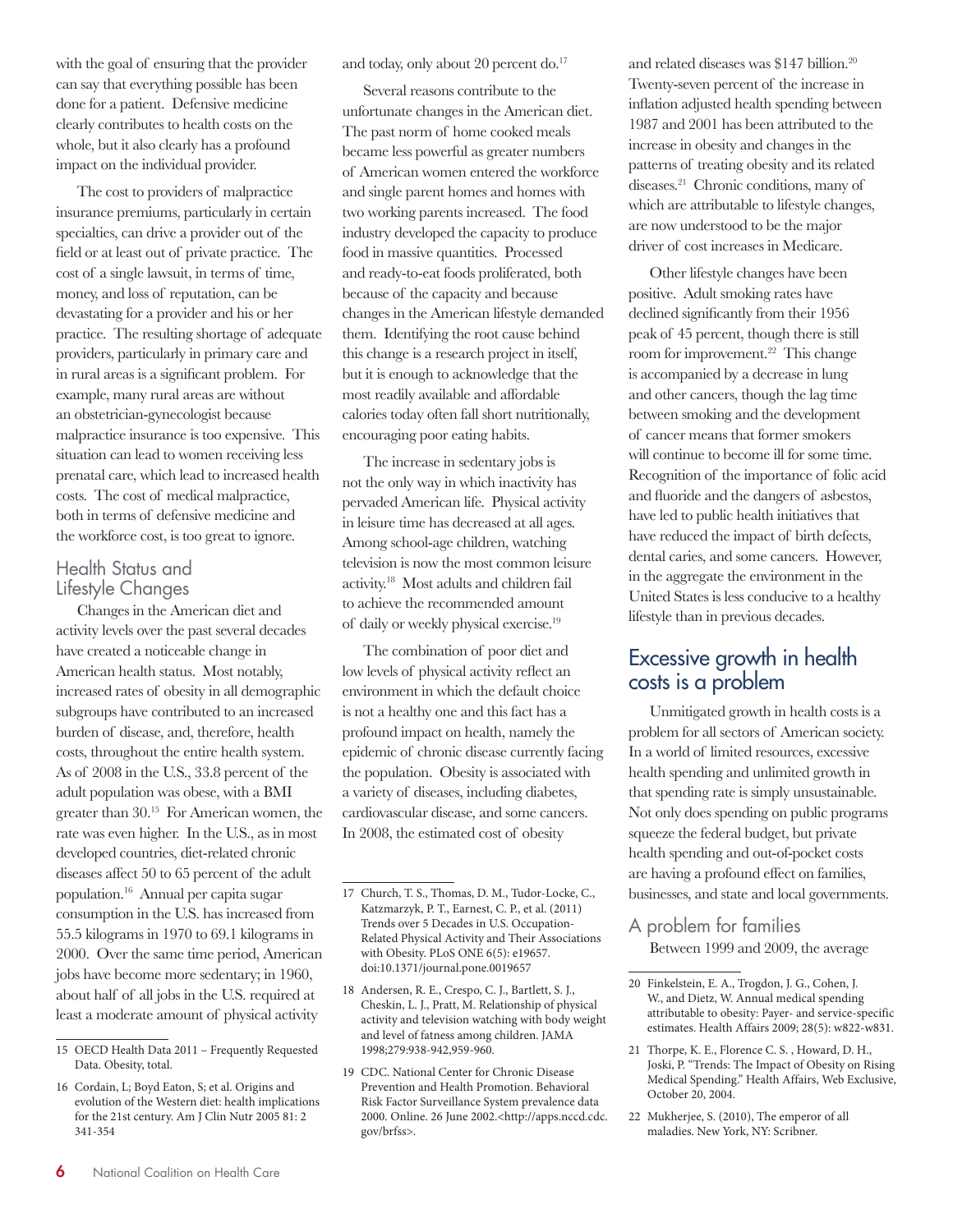with the goal of ensuring that the provider can say that everything possible has been done for a patient. Defensive medicine clearly contributes to health costs on the whole, but it also clearly has a profound impact on the individual provider.

The cost to providers of malpractice insurance premiums, particularly in certain specialties, can drive a provider out of the field or at least out of private practice. The cost of a single lawsuit, in terms of time, money, and loss of reputation, can be devastating for a provider and his or her practice. The resulting shortage of adequate providers, particularly in primary care and in rural areas is a significant problem. For example, many rural areas are without an obstetrician-gynecologist because malpractice insurance is too expensive. This situation can lead to women receiving less prenatal care, which lead to increased health costs. The cost of medical malpractice, both in terms of defensive medicine and the workforce cost, is too great to ignore.

### Health Status and Lifestyle Changes

Changes in the American diet and activity levels over the past several decades have created a noticeable change in American health status. Most notably, increased rates of obesity in all demographic subgroups have contributed to an increased burden of disease, and, therefore, health costs, throughout the entire health system. As of 2008 in the U.S., 33.8 percent of the adult population was obese, with a BMI greater than 30.[15] For American women, the rate was even higher. In the U.S., as in most developed countries, diet-related chronic diseases affect 50 to 65 percent of the adult population.[16] Annual per capita sugar consumption in the U.S. has increased from 55.5 kilograms in 1970 to 69.1 kilograms in 2000. Over the same time period, American jobs have become more sedentary; in 1960, about half of all jobs in the U.S. required at least a moderate amount of physical activity and today, only about 20 percent do.[17]

Several reasons contribute to the unfortunate changes in the American diet. The past norm of home cooked meals became less powerful as greater numbers of American women entered the workforce and single parent homes and homes with two working parents increased. The food industry developed the capacity to produce food in massive quantities. Processed and ready-to-eat foods proliferated, both because of the capacity and because changes in the American lifestyle demanded them. Identifying the root cause behind this change is a research project in itself, but it is enough to acknowledge that the most readily available and affordable calories today often fall short nutritionally, encouraging poor eating habits.

The increase in sedentary jobs is not the only way in which inactivity has pervaded American life. Physical activity in leisure time has decreased at all ages. Among school-age children, watching television is now the most common leisure activity.[18] Most adults and children fail to achieve the recommended amount of daily or weekly physical exercise.[19]

The combination of poor diet and low levels of physical activity reflect an environment in which the default choice is not a healthy one and this fact has a profound impact on health, namely the epidemic of chronic disease currently facing the population. Obesity is associated with a variety of diseases, including diabetes, cardiovascular disease, and some cancers. In 2008, the estimated cost of obesity and related diseases was $147 billion.[20] Twenty-seven percent of the increase in inflation adjusted health spending between 1987 and 2001 has been attributed to the increase in obesity and changes in the patterns of treating obesity and its related diseases.[21] Chronic conditions, many of which are attributable to lifestyle changes, are now understood to be the major driver of cost increases in Medicare.

Other lifestyle changes have been positive. Adult smoking rates have declined significantly from their 1956 peak of 45 percent, though there is still room for improvement.[22] This change is accompanied by a decrease in lung and other cancers, though the lag time between smoking and the development of cancer means that former smokers will continue to become ill for some time. Recognition of the importance of folic acid and fluoride and the dangers of asbestos, have led to public health initiatives that have reduced the impact of birth defects, dental caries, and some cancers. However, in the aggregate the environment in the United States is less conducive to a healthy lifestyle than in previous decades.

## Excessive growth in health costs is a problem

Unmitigated growth in health costs is a problem for all sectors of American society. In a world of limited resources, excessive health spending and unlimited growth in that spending rate is simply unsustainable. Not only does spending on public programs squeeze the federal budget, but private health spending and out-of-pocket costs are having a profound effect on families, businesses, and state and local governments.

### A problem for families

Between 1999 and 2009, the average

---

15 OECD Health Data 2011 – Frequently Requested Data. Obesity, total.

16 Cordain, L; Boyd Eaton, S; et al. Origins and evolution of the Western diet: health implications for the 21st century. Am J Clin Nutr 2005 81: 2 341-354

17 Church, T. S., Thomas, D. M., Tudor-Locke, C., Katzmarzyk, P. T., Earnest, C. P., et al. (2011) Trends over 5 Decades in U.S. Occupation-Related Physical Activity and Their Associations with Obesity. PLoS ONE 6(5): e19657. doi:10.1371/journal.pone.0019657

18 Andersen, R. E., Crespo, C. J., Bartlett, S. J., Cheskin, L. J., Pratt, M. Relationship of physical activity and television watching with body weight and level of fatness among children. JAMA 1998;279:938-942,959-960.

19 CDC. National Center for Chronic Disease Prevention and Health Promotion. Behavioral Risk Factor Surveillance System prevalence data 2000. Online. 26 June 2002.<http://apps.nccd.cdc.gov/brfss>.

20 Finkelstein, E. A., Trogdon, J. G., Cohen, J. W., and Dietz, W. Annual medical spending attributable to obesity: Payer- and service-specific estimates. Health Affairs 2009; 28(5): w822-w831.

21 Thorpe, K. E., Florence C. S. , Howard, D. H., Joski, P. "Trends: The Impact of Obesity on Rising Medical Spending." Health Affairs, Web Exclusive, October 20, 2004.

22 Mukherjee, S. (2010), The emperor of all maladies. New York, NY: Scribner.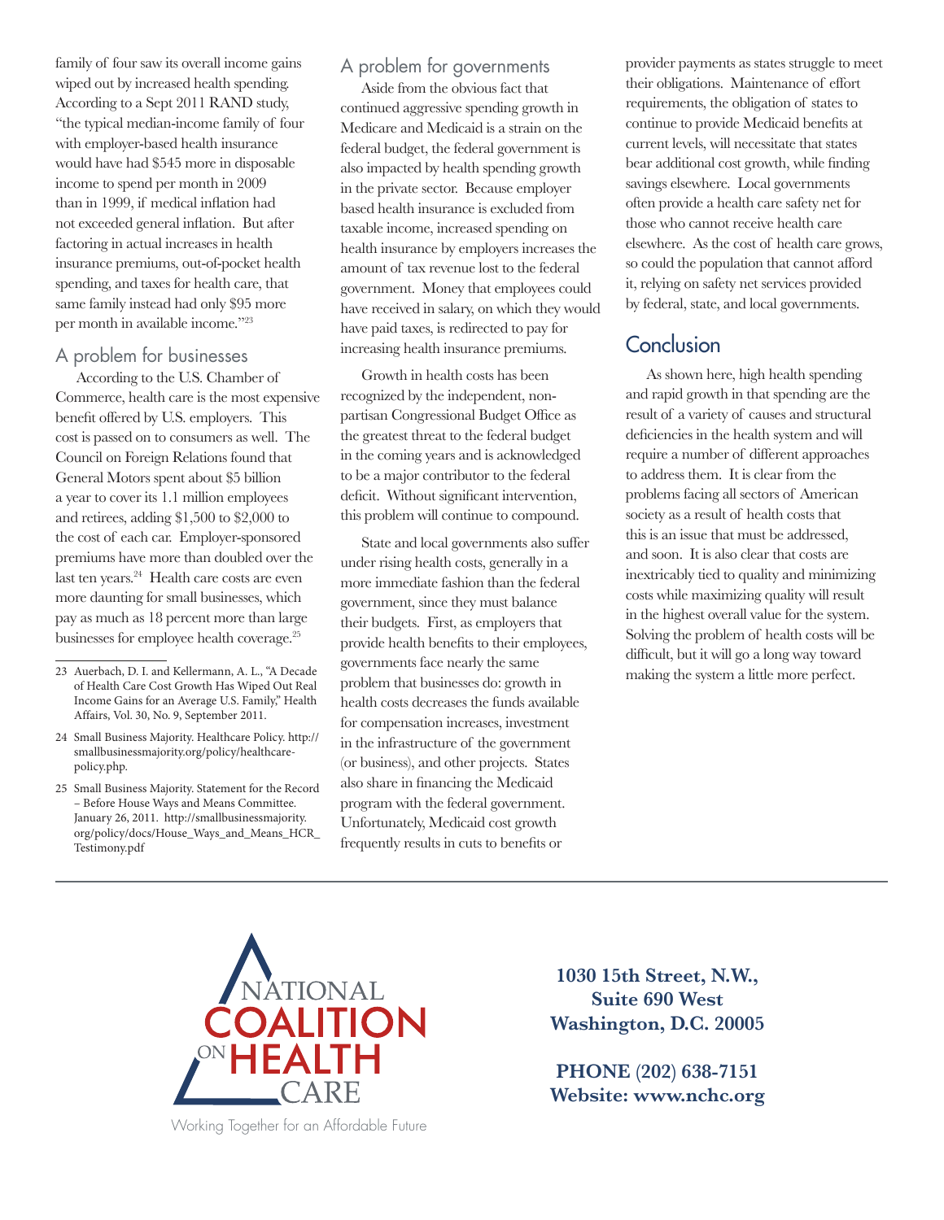family of four saw its overall income gains wiped out by increased health spending. According to a Sept 2011 RAND study, "the typical median-income family of four with employer-based health insurance would have had $545 more in disposable income to spend per month in 2009 than in 1999, if medical inflation had not exceeded general inflation. But after factoring in actual increases in health insurance premiums, out-of-pocket health spending, and taxes for health care, that same family instead had only $95 more per month in available income."[23]

## A problem for businesses

According to the U.S. Chamber of Commerce, health care is the most expensive benefit offered by U.S. employers. This cost is passed on to consumers as well. The Council on Foreign Relations found that General Motors spent about $5 billion a year to cover its 1.1 million employees and retirees, adding $1,500 to $2,000 to the cost of each car. Employer-sponsored premiums have more than doubled over the last ten years.[24] Health care costs are even more daunting for small businesses, which pay as much as 18 percent more than large businesses for employee health coverage.[25]

23 Auerbach, D. I. and Kellermann, A. L., "A Decade of Health Care Cost Growth Has Wiped Out Real Income Gains for an Average U.S. Family," Health Affairs, Vol. 30, No. 9, September 2011.

24 Small Business Majority. Healthcare Policy. http://smallbusinessmajority.org/policy/healthcare-policy.php.

25 Small Business Majority. Statement for the Record – Before House Ways and Means Committee. January 26, 2011. http://smallbusinessmajority.org/policy/docs/House_Ways_and_Means_HCR_Testimony.pdf

## A problem for governments

Aside from the obvious fact that continued aggressive spending growth in Medicare and Medicaid is a strain on the federal budget, the federal government is also impacted by health spending growth in the private sector. Because employer based health insurance is excluded from taxable income, increased spending on health insurance by employers increases the amount of tax revenue lost to the federal government. Money that employees could have received in salary, on which they would have paid taxes, is redirected to pay for increasing health insurance premiums.

Growth in health costs has been recognized by the independent, non-partisan Congressional Budget Office as the greatest threat to the federal budget in the coming years and is acknowledged to be a major contributor to the federal deficit. Without significant intervention, this problem will continue to compound.

State and local governments also suffer under rising health costs, generally in a more immediate fashion than the federal government, since they must balance their budgets. First, as employers that provide health benefits to their employees, governments face nearly the same problem that businesses do: growth in health costs decreases the funds available for compensation increases, investment in the infrastructure of the government (or business), and other projects. States also share in financing the Medicaid program with the federal government. Unfortunately, Medicaid cost growth frequently results in cuts to benefits or provider payments as states struggle to meet their obligations. Maintenance of effort requirements, the obligation of states to continue to provide Medicaid benefits at current levels, will necessitate that states bear additional cost growth, while finding savings elsewhere. Local governments often provide a health care safety net for those who cannot receive health care elsewhere. As the cost of health care grows, so could the population that cannot afford it, relying on safety net services provided by federal, state, and local governments.

## Conclusion

As shown here, high health spending and rapid growth in that spending are the result of a variety of causes and structural deficiencies in the health system and will require a number of different approaches to address them. It is clear from the problems facing all sectors of American society as a result of health costs that this is an issue that must be addressed, and soon. It is also clear that costs are inextricably tied to quality and minimizing costs while maximizing quality will result in the highest overall value for the system. Solving the problem of health costs will be difficult, but it will go a long way toward making the system a little more perfect.

NATIONAL COALITION ON HEALTH CARE

Working Together for an Affordable Future

**1030 15th Street, N.W.,**
**Suite 690 West**
**Washington, D.C. 20005**

**PHONE (202) 638-7151**
**Website: www.nchc.org**